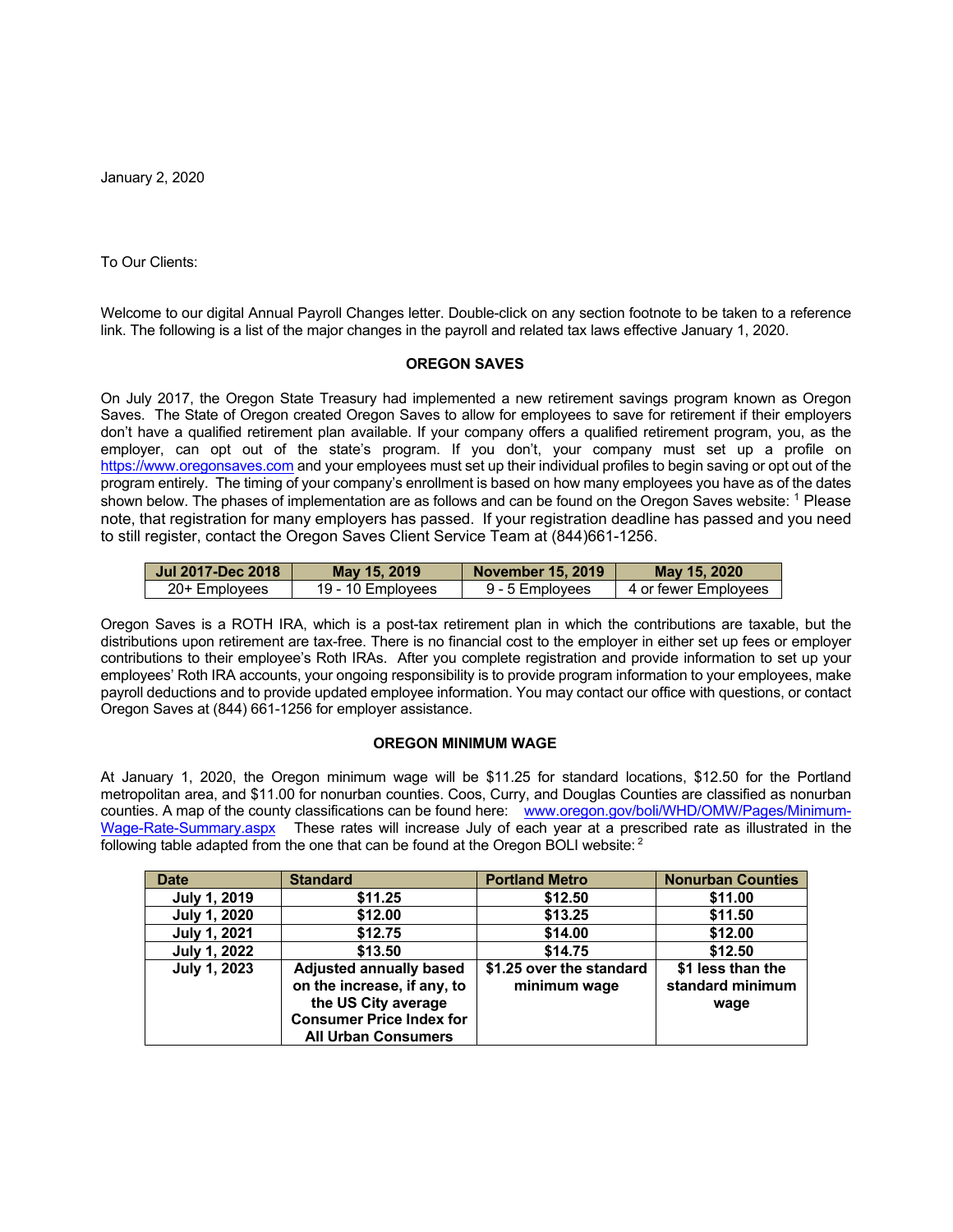January 2, 2020

To Our Clients:

Welcome to our digital Annual Payroll Changes letter. Double-click on any section footnote to be taken to a reference link. The following is a list of the major changes in the payroll and related tax laws effective January 1, 2020.

## OREGON SAVES

On July 2017, the Oregon State Treasury had implemented a new retirement savings program known as Oregon Saves. The State of Oregon created Oregon Saves to allow for employees to save for retirement if their employers don't have a qualified retirement plan available. If your company offers a qualified retirement program, you, as the employer, can opt out of the state's program. If you don't, your company must set up a profile on https://www.oregonsaves.com and your employees must set up their individual profiles to begin saving or opt out of the program entirely. The timing of your company's enrollment is based on how many employees you have as of the dates shown below. The phases of implementation are as follows and can be found on the Oregon Saves website: [1] Please note, that registration for many employers has passed. If your registration deadline has passed and you need to still register, contact the Oregon Saves Client Service Team at (844)661-1256.

| Jul 2017-Dec 2018 | May 15, 2019 | November 15, 2019 | May 15, 2020 |
|---|---|---|---|
| 20+ Employees | 19 - 10 Employees | 9 - 5 Employees | 4 or fewer Employees |

Oregon Saves is a ROTH IRA, which is a post-tax retirement plan in which the contributions are taxable, but the distributions upon retirement are tax-free. There is no financial cost to the employer in either set up fees or employer contributions to their employee's Roth IRAs. After you complete registration and provide information to set up your employees' Roth IRA accounts, your ongoing responsibility is to provide program information to your employees, make payroll deductions and to provide updated employee information. You may contact our office with questions, or contact Oregon Saves at (844) 661-1256 for employer assistance.

## OREGON MINIMUM WAGE

At January 1, 2020, the Oregon minimum wage will be $11.25 for standard locations, $12.50 for the Portland metropolitan area, and $11.00 for nonurban counties. Coos, Curry, and Douglas Counties are classified as nonurban counties. A map of the county classifications can be found here: www.oregon.gov/boli/WHD/OMW/Pages/Minimum-Wage-Rate-Summary.aspx These rates will increase July of each year at a prescribed rate as illustrated in the following table adapted from the one that can be found at the Oregon BOLI website: [2]

| Date | Standard | Portland Metro | Nonurban Counties |
|---|---|---|---|
| July 1, 2019 | $11.25 | $12.50 | $11.00 |
| July 1, 2020 | $12.00 | $13.25 | $11.50 |
| July 1, 2021 | $12.75 | $14.00 | $12.00 |
| July 1, 2022 | $13.50 | $14.75 | $12.50 |
| July 1, 2023 | Adjusted annually based on the increase, if any, to the US City average Consumer Price Index for All Urban Consumers | $1.25 over the standard minimum wage | $1 less than the standard minimum wage |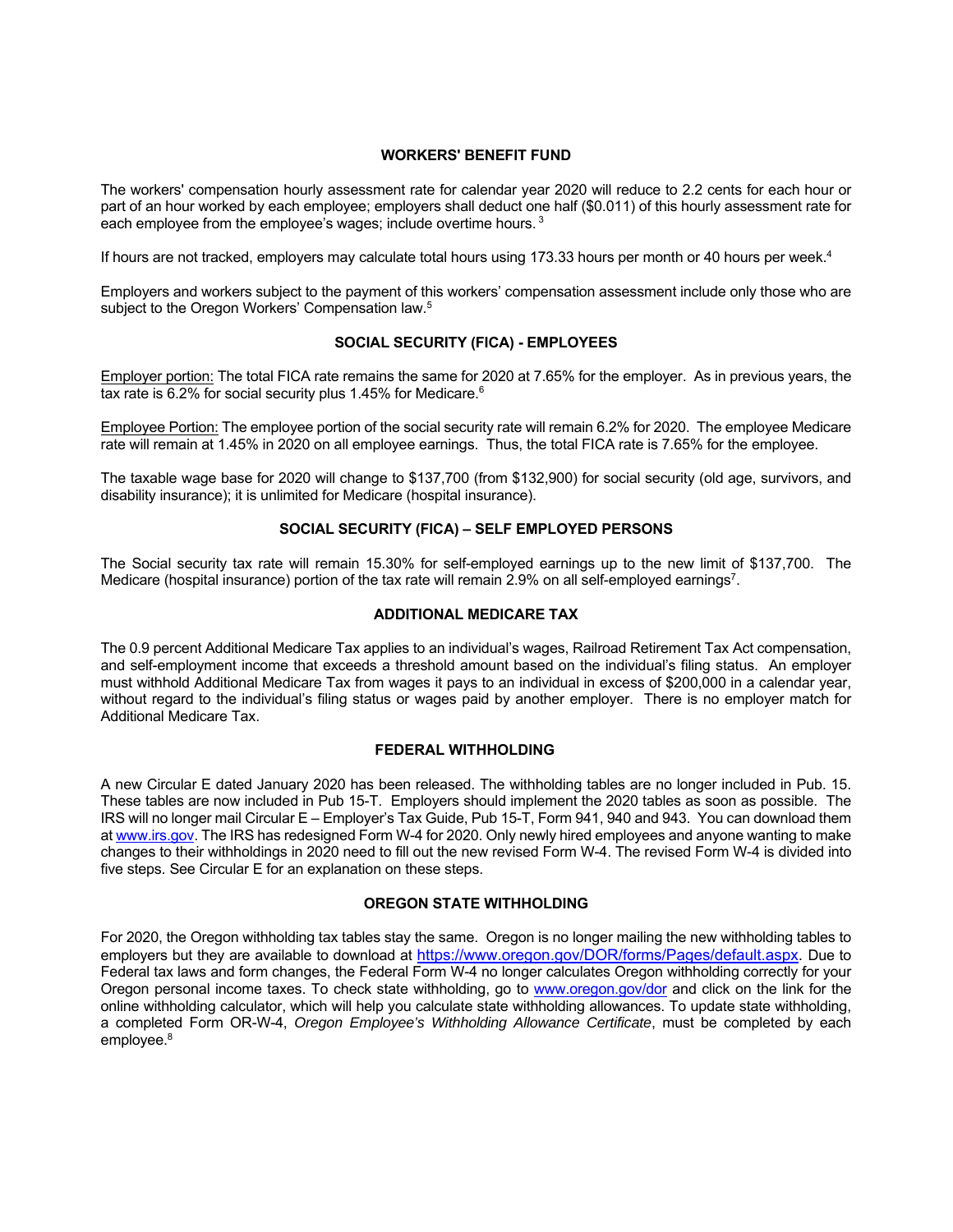## WORKERS' BENEFIT FUND

The workers' compensation hourly assessment rate for calendar year 2020 will reduce to 2.2 cents for each hour or part of an hour worked by each employee; employers shall deduct one half ($0.011) of this hourly assessment rate for each employee from the employee's wages; include overtime hours. [3]

If hours are not tracked, employers may calculate total hours using 173.33 hours per month or 40 hours per week.[4]

Employers and workers subject to the payment of this workers' compensation assessment include only those who are subject to the Oregon Workers' Compensation law.[5]

## SOCIAL SECURITY (FICA) - EMPLOYEES

Employer portion: The total FICA rate remains the same for 2020 at 7.65% for the employer. As in previous years, the tax rate is 6.2% for social security plus 1.45% for Medicare.[6]

Employee Portion: The employee portion of the social security rate will remain 6.2% for 2020. The employee Medicare rate will remain at 1.45% in 2020 on all employee earnings. Thus, the total FICA rate is 7.65% for the employee.

The taxable wage base for 2020 will change to $137,700 (from $132,900) for social security (old age, survivors, and disability insurance); it is unlimited for Medicare (hospital insurance).

## SOCIAL SECURITY (FICA) – SELF EMPLOYED PERSONS

The Social security tax rate will remain 15.30% for self-employed earnings up to the new limit of $137,700. The Medicare (hospital insurance) portion of the tax rate will remain 2.9% on all self-employed earnings[7].

## ADDITIONAL MEDICARE TAX

The 0.9 percent Additional Medicare Tax applies to an individual's wages, Railroad Retirement Tax Act compensation, and self-employment income that exceeds a threshold amount based on the individual's filing status. An employer must withhold Additional Medicare Tax from wages it pays to an individual in excess of $200,000 in a calendar year, without regard to the individual's filing status or wages paid by another employer. There is no employer match for Additional Medicare Tax.

## FEDERAL WITHHOLDING

A new Circular E dated January 2020 has been released. The withholding tables are no longer included in Pub. 15. These tables are now included in Pub 15-T. Employers should implement the 2020 tables as soon as possible. The IRS will no longer mail Circular E – Employer's Tax Guide, Pub 15-T, Form 941, 940 and 943. You can download them at www.irs.gov. The IRS has redesigned Form W-4 for 2020. Only newly hired employees and anyone wanting to make changes to their withholdings in 2020 need to fill out the new revised Form W-4. The revised Form W-4 is divided into five steps. See Circular E for an explanation on these steps.

## OREGON STATE WITHHOLDING

For 2020, the Oregon withholding tax tables stay the same. Oregon is no longer mailing the new withholding tables to employers but they are available to download at https://www.oregon.gov/DOR/forms/Pages/default.aspx. Due to Federal tax laws and form changes, the Federal Form W-4 no longer calculates Oregon withholding correctly for your Oregon personal income taxes. To check state withholding, go to www.oregon.gov/dor and click on the link for the online withholding calculator, which will help you calculate state withholding allowances. To update state withholding, a completed Form OR-W-4, *Oregon Employee's Withholding Allowance Certificate*, must be completed by each employee.[8]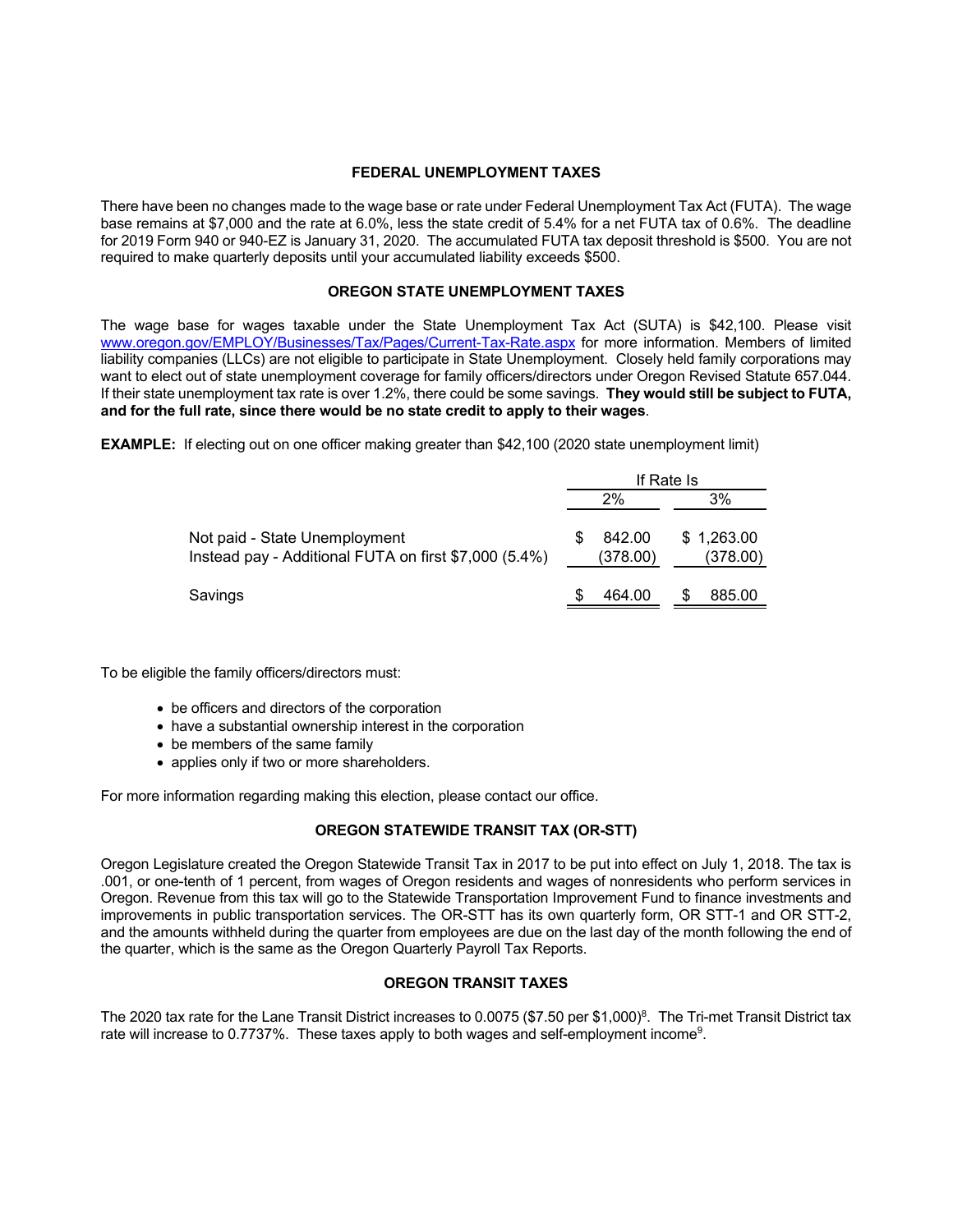## FEDERAL UNEMPLOYMENT TAXES

There have been no changes made to the wage base or rate under Federal Unemployment Tax Act (FUTA). The wage base remains at $7,000 and the rate at 6.0%, less the state credit of 5.4% for a net FUTA tax of 0.6%. The deadline for 2019 Form 940 or 940-EZ is January 31, 2020. The accumulated FUTA tax deposit threshold is $500. You are not required to make quarterly deposits until your accumulated liability exceeds $500.

## OREGON STATE UNEMPLOYMENT TAXES

The wage base for wages taxable under the State Unemployment Tax Act (SUTA) is $42,100. Please visit www.oregon.gov/EMPLOY/Businesses/Tax/Pages/Current-Tax-Rate.aspx for more information. Members of limited liability companies (LLCs) are not eligible to participate in State Unemployment. Closely held family corporations may want to elect out of state unemployment coverage for family officers/directors under Oregon Revised Statute 657.044. If their state unemployment tax rate is over 1.2%, there could be some savings. **They would still be subject to FUTA, and for the full rate, since there would be no state credit to apply to their wages**.

**EXAMPLE:** If electing out on one officer making greater than $42,100 (2020 state unemployment limit)

| | If Rate Is | |
|---|---|---|
| | 2% | 3% |
| Not paid - State Unemployment | $ 842.00 | $ 1,263.00 |
| Instead pay - Additional FUTA on first $7,000 (5.4%) | (378.00) | (378.00) |
| Savings | $ 464.00 | $ 885.00 |

To be eligible the family officers/directors must:

- be officers and directors of the corporation
- have a substantial ownership interest in the corporation
- be members of the same family
- applies only if two or more shareholders.

For more information regarding making this election, please contact our office.

## OREGON STATEWIDE TRANSIT TAX (OR-STT)

Oregon Legislature created the Oregon Statewide Transit Tax in 2017 to be put into effect on July 1, 2018. The tax is .001, or one-tenth of 1 percent, from wages of Oregon residents and wages of nonresidents who perform services in Oregon. Revenue from this tax will go to the Statewide Transportation Improvement Fund to finance investments and improvements in public transportation services. The OR-STT has its own quarterly form, OR STT-1 and OR STT-2, and the amounts withheld during the quarter from employees are due on the last day of the month following the end of the quarter, which is the same as the Oregon Quarterly Payroll Tax Reports.

## OREGON TRANSIT TAXES

The 2020 tax rate for the Lane Transit District increases to 0.0075 ($7.50 per $1,000)[8]. The Tri-met Transit District tax rate will increase to 0.7737%. These taxes apply to both wages and self-employment income[9].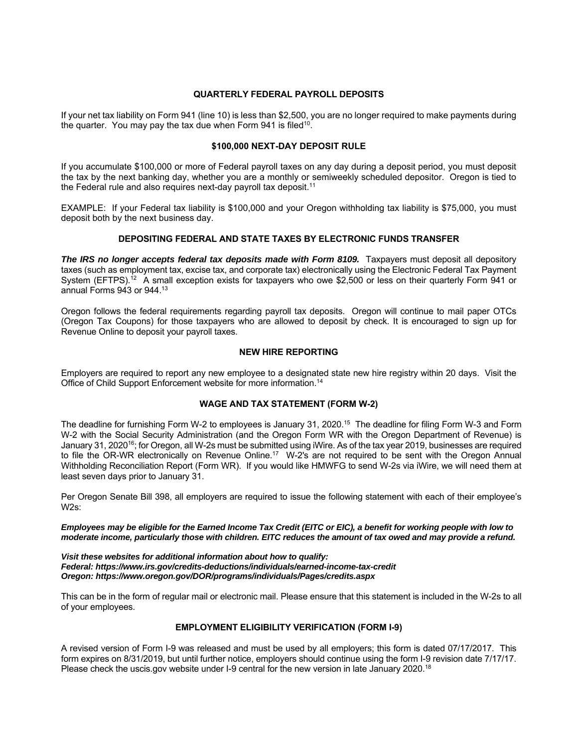## QUARTERLY FEDERAL PAYROLL DEPOSITS

If your net tax liability on Form 941 (line 10) is less than $2,500, you are no longer required to make payments during the quarter. You may pay the tax due when Form 941 is filed[10].

## $100,000 NEXT-DAY DEPOSIT RULE

If you accumulate $100,000 or more of Federal payroll taxes on any day during a deposit period, you must deposit the tax by the next banking day, whether you are a monthly or semiweekly scheduled depositor. Oregon is tied to the Federal rule and also requires next-day payroll tax deposit.[11]

EXAMPLE: If your Federal tax liability is $100,000 and your Oregon withholding tax liability is $75,000, you must deposit both by the next business day.

## DEPOSITING FEDERAL AND STATE TAXES BY ELECTRONIC FUNDS TRANSFER

***The IRS no longer accepts federal tax deposits made with Form 8109.*** Taxpayers must deposit all depository taxes (such as employment tax, excise tax, and corporate tax) electronically using the Electronic Federal Tax Payment System (EFTPS).[12] A small exception exists for taxpayers who owe $2,500 or less on their quarterly Form 941 or annual Forms 943 or 944.[13]

Oregon follows the federal requirements regarding payroll tax deposits. Oregon will continue to mail paper OTCs (Oregon Tax Coupons) for those taxpayers who are allowed to deposit by check. It is encouraged to sign up for Revenue Online to deposit your payroll taxes.

## NEW HIRE REPORTING

Employers are required to report any new employee to a designated state new hire registry within 20 days. Visit the Office of Child Support Enforcement website for more information.[14]

## WAGE AND TAX STATEMENT (FORM W-2)

The deadline for furnishing Form W-2 to employees is January 31, 2020.[15] The deadline for filing Form W-3 and Form W-2 with the Social Security Administration (and the Oregon Form WR with the Oregon Department of Revenue) is January 31, 2020[16]; for Oregon, all W-2s must be submitted using iWire. As of the tax year 2019, businesses are required to file the OR-WR electronically on Revenue Online.[17] W-2's are not required to be sent with the Oregon Annual Withholding Reconciliation Report (Form WR). If you would like HMWFG to send W-2s via iWire, we will need them at least seven days prior to January 31.

Per Oregon Senate Bill 398, all employers are required to issue the following statement with each of their employee's W2s:

***Employees may be eligible for the Earned Income Tax Credit (EITC or EIC), a benefit for working people with low to moderate income, particularly those with children. EITC reduces the amount of tax owed and may provide a refund.***

***Visit these websites for additional information about how to qualify:***
***Federal: https://www.irs.gov/credits-deductions/individuals/earned-income-tax-credit***
***Oregon: https://www.oregon.gov/DOR/programs/individuals/Pages/credits.aspx***

This can be in the form of regular mail or electronic mail. Please ensure that this statement is included in the W-2s to all of your employees.

## EMPLOYMENT ELIGIBILITY VERIFICATION (FORM I-9)

A revised version of Form I-9 was released and must be used by all employers; this form is dated 07/17/2017. This form expires on 8/31/2019, but until further notice, employers should continue using the form I-9 revision date 7/17/17. Please check the uscis.gov website under I-9 central for the new version in late January 2020.[18]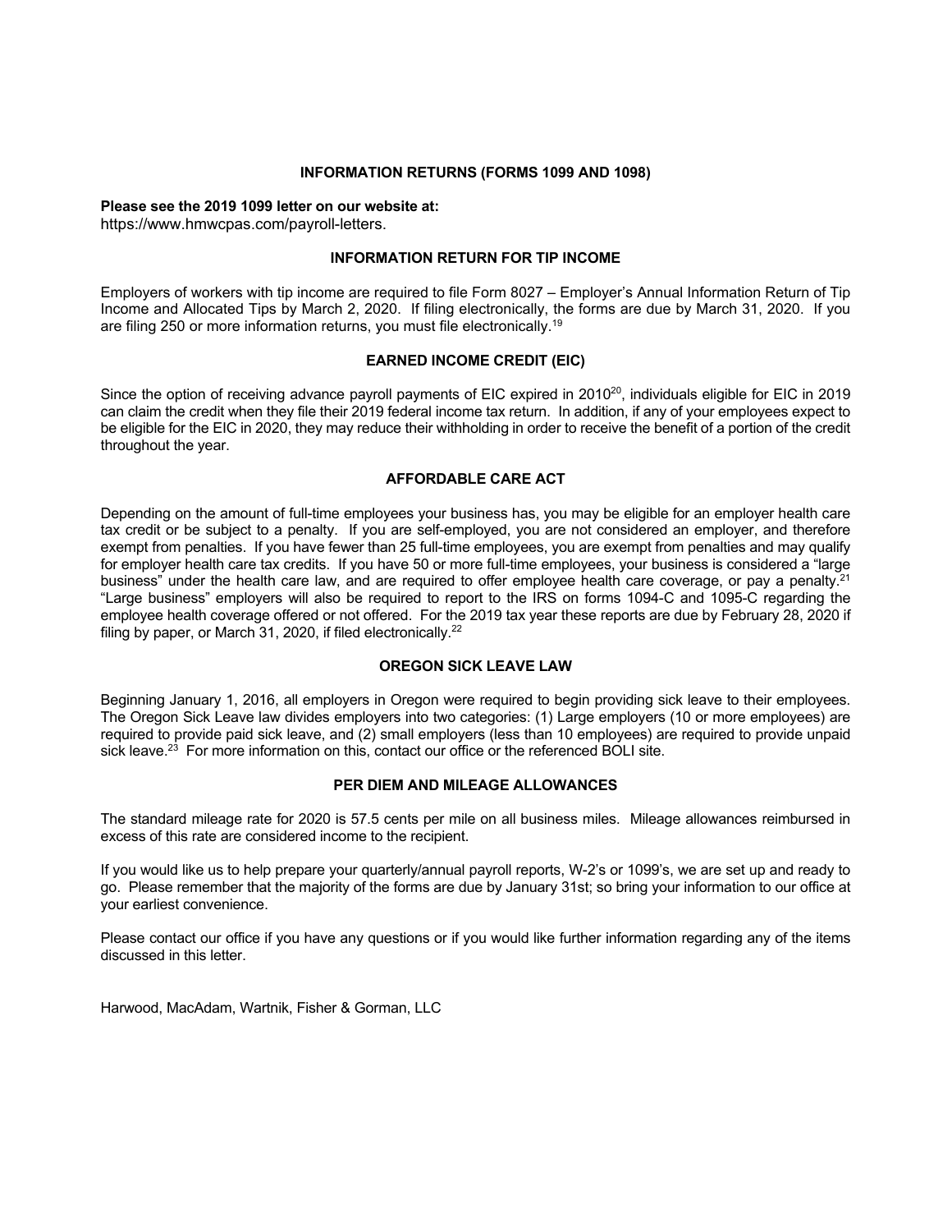## INFORMATION RETURNS (FORMS 1099 AND 1098)

**Please see the 2019 1099 letter on our website at:**
https://www.hmwcpas.com/payroll-letters.

## INFORMATION RETURN FOR TIP INCOME

Employers of workers with tip income are required to file Form 8027 – Employer's Annual Information Return of Tip Income and Allocated Tips by March 2, 2020. If filing electronically, the forms are due by March 31, 2020. If you are filing 250 or more information returns, you must file electronically.[19]

## EARNED INCOME CREDIT (EIC)

Since the option of receiving advance payroll payments of EIC expired in 2010[20], individuals eligible for EIC in 2019 can claim the credit when they file their 2019 federal income tax return. In addition, if any of your employees expect to be eligible for the EIC in 2020, they may reduce their withholding in order to receive the benefit of a portion of the credit throughout the year.

## AFFORDABLE CARE ACT

Depending on the amount of full-time employees your business has, you may be eligible for an employer health care tax credit or be subject to a penalty. If you are self-employed, you are not considered an employer, and therefore exempt from penalties. If you have fewer than 25 full-time employees, you are exempt from penalties and may qualify for employer health care tax credits. If you have 50 or more full-time employees, your business is considered a "large business" under the health care law, and are required to offer employee health care coverage, or pay a penalty.[21] "Large business" employers will also be required to report to the IRS on forms 1094-C and 1095-C regarding the employee health coverage offered or not offered. For the 2019 tax year these reports are due by February 28, 2020 if filing by paper, or March 31, 2020, if filed electronically.[22]

## OREGON SICK LEAVE LAW

Beginning January 1, 2016, all employers in Oregon were required to begin providing sick leave to their employees. The Oregon Sick Leave law divides employers into two categories: (1) Large employers (10 or more employees) are required to provide paid sick leave, and (2) small employers (less than 10 employees) are required to provide unpaid sick leave.[23] For more information on this, contact our office or the referenced BOLI site.

## PER DIEM AND MILEAGE ALLOWANCES

The standard mileage rate for 2020 is 57.5 cents per mile on all business miles. Mileage allowances reimbursed in excess of this rate are considered income to the recipient.

If you would like us to help prepare your quarterly/annual payroll reports, W-2's or 1099's, we are set up and ready to go. Please remember that the majority of the forms are due by January 31st; so bring your information to our office at your earliest convenience.

Please contact our office if you have any questions or if you would like further information regarding any of the items discussed in this letter.

Harwood, MacAdam, Wartnik, Fisher & Gorman, LLC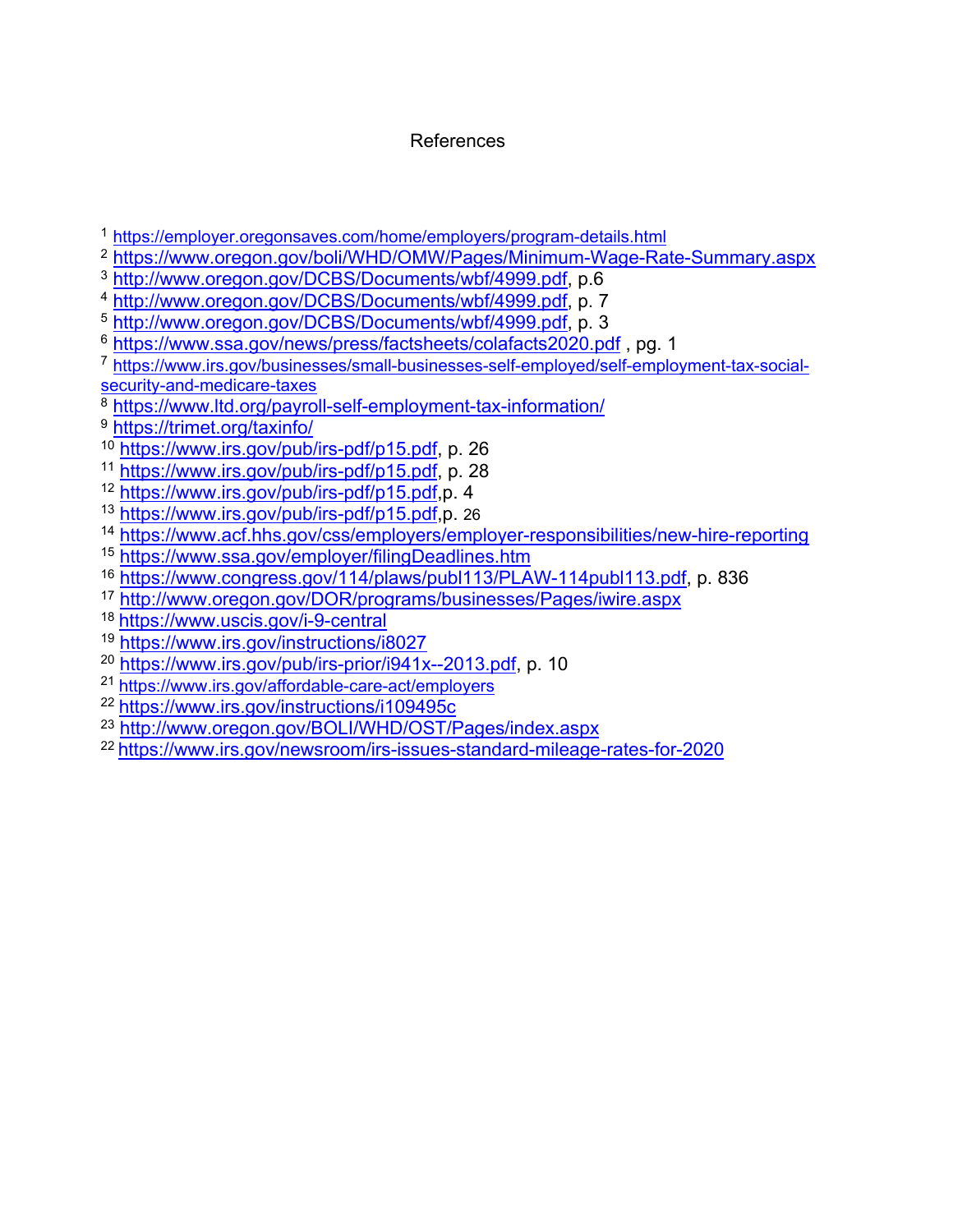# References

[1] https://employer.oregonsaves.com/home/employers/program-details.html
[2] https://www.oregon.gov/boli/WHD/OMW/Pages/Minimum-Wage-Rate-Summary.aspx
[3] http://www.oregon.gov/DCBS/Documents/wbf/4999.pdf, p.6
[4] http://www.oregon.gov/DCBS/Documents/wbf/4999.pdf, p. 7
[5] http://www.oregon.gov/DCBS/Documents/wbf/4999.pdf, p. 3
[6] https://www.ssa.gov/news/press/factsheets/colafacts2020.pdf , pg. 1
[7] https://www.irs.gov/businesses/small-businesses-self-employed/self-employment-tax-social-security-and-medicare-taxes
[8] https://www.ltd.org/payroll-self-employment-tax-information/
[9] https://trimet.org/taxinfo/
[10] https://www.irs.gov/pub/irs-pdf/p15.pdf, p. 26
[11] https://www.irs.gov/pub/irs-pdf/p15.pdf, p. 28
[12] https://www.irs.gov/pub/irs-pdf/p15.pdf,p. 4
[13] https://www.irs.gov/pub/irs-pdf/p15.pdf,p. 26
[14] https://www.acf.hhs.gov/css/employers/employer-responsibilities/new-hire-reporting
[15] https://www.ssa.gov/employer/filingDeadlines.htm
[16] https://www.congress.gov/114/plaws/publ113/PLAW-114publ113.pdf, p. 836
[17] http://www.oregon.gov/DOR/programs/businesses/Pages/iwire.aspx
[18] https://www.uscis.gov/i-9-central
[19] https://www.irs.gov/instructions/i8027
[20] https://www.irs.gov/pub/irs-prior/i941x--2013.pdf, p. 10
[21] https://www.irs.gov/affordable-care-act/employers
[22] https://www.irs.gov/instructions/i109495c
[23] http://www.oregon.gov/BOLI/WHD/OST/Pages/index.aspx
[22] https://www.irs.gov/newsroom/irs-issues-standard-mileage-rates-for-2020